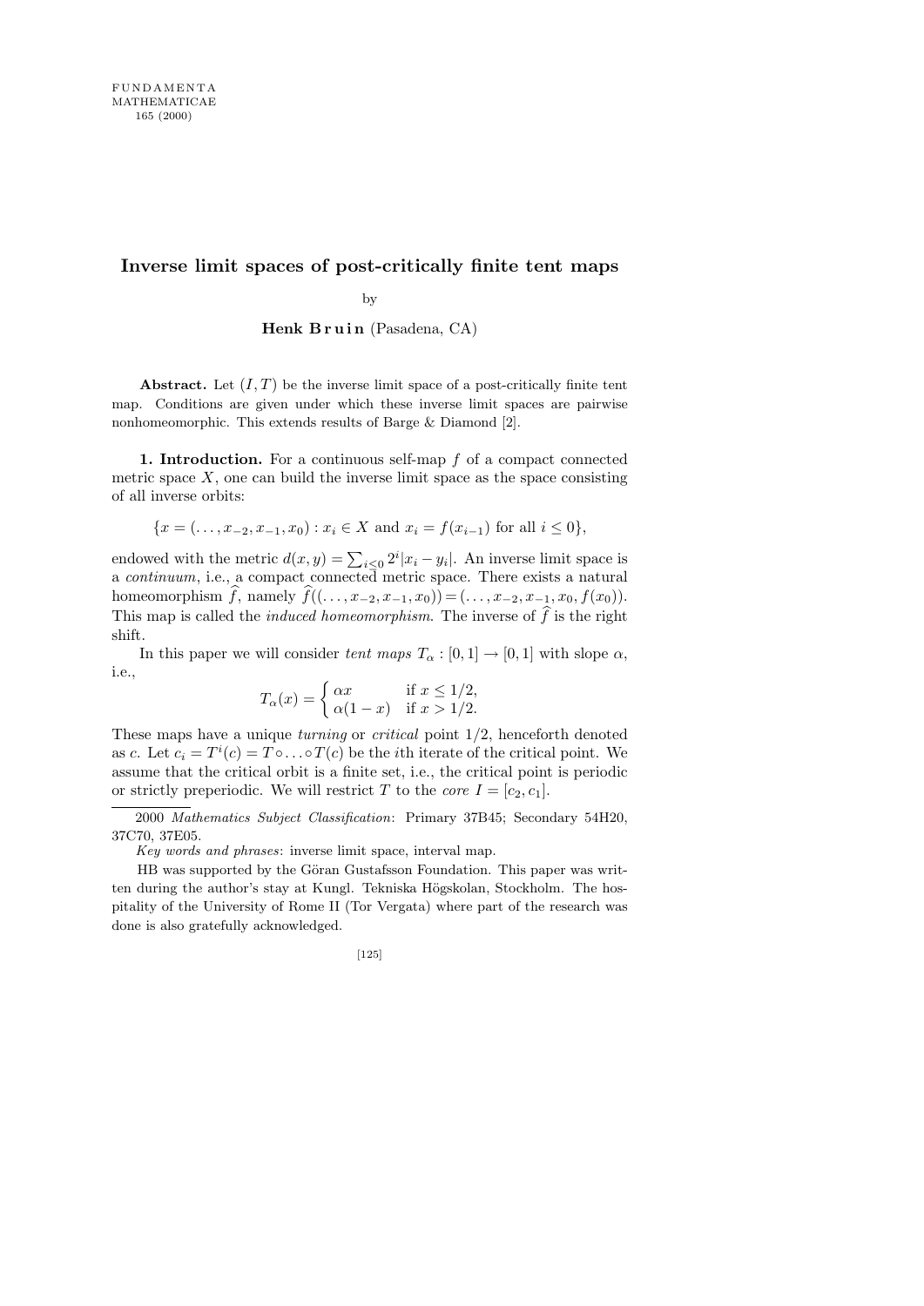# Inverse limit spaces of post-critically finite tent maps

by

**Henk Bruin** (Pasadena, CA)

**Abstract.** Let $(I, T)$ be the inverse limit space of a post-critically finite tent map. Conditions are given under which these inverse limit spaces are pairwise nonhomeomorphic. This extends results of Barge & Diamond [2].

**1. Introduction.** For a continuous self-map $f$ of a compact connected metric space $X$, one can build the inverse limit space as the space consisting of all inverse orbits:

$$\{x = (\ldots, x_{-2}, x_{-1}, x_0) : x_i \in X \text{ and } x_i = f(x_{i-1}) \text{ for all } i \le 0\},$$

endowed with the metric $d(x, y) = \sum_{i \le 0} 2^i |x_i - y_i|$. An inverse limit space is a *continuum*, i.e., a compact connected metric space. There exists a natural homeomorphism $\widehat{f}$, namely $\widehat{f}((\ldots, x_{-2}, x_{-1}, x_0)) = (\ldots, x_{-2}, x_{-1}, x_0, f(x_0))$. This map is called the *induced homeomorphism*. The inverse of $\widehat{f}$ is the right shift.

In this paper we will consider *tent maps* $T_\alpha : [0, 1] \to [0, 1]$ with slope $\alpha$, i.e.,

$$T_\alpha(x) = \begin{cases} \alpha x & \text{if } x \le 1/2, \\ \alpha(1 - x) & \text{if } x > 1/2. \end{cases}$$

These maps have a unique *turning* or *critical* point $1/2$, henceforth denoted as $c$. Let $c_i = T^i(c) = T \circ \ldots \circ T(c)$ be the $i$th iterate of the critical point. We assume that the critical orbit is a finite set, i.e., the critical point is periodic or strictly preperiodic. We will restrict $T$ to the *core* $I = [c_2, c_1]$.

---

2000 *Mathematics Subject Classification*: Primary 37B45; Secondary 54H20, 37C70, 37E05.

*Key words and phrases*: inverse limit space, interval map.

HB was supported by the Göran Gustafsson Foundation. This paper was written during the author's stay at Kungl. Tekniska Högskolan, Stockholm. The hospitality of the University of Rome II (Tor Vergata) where part of the research was done is also gratefully acknowledged.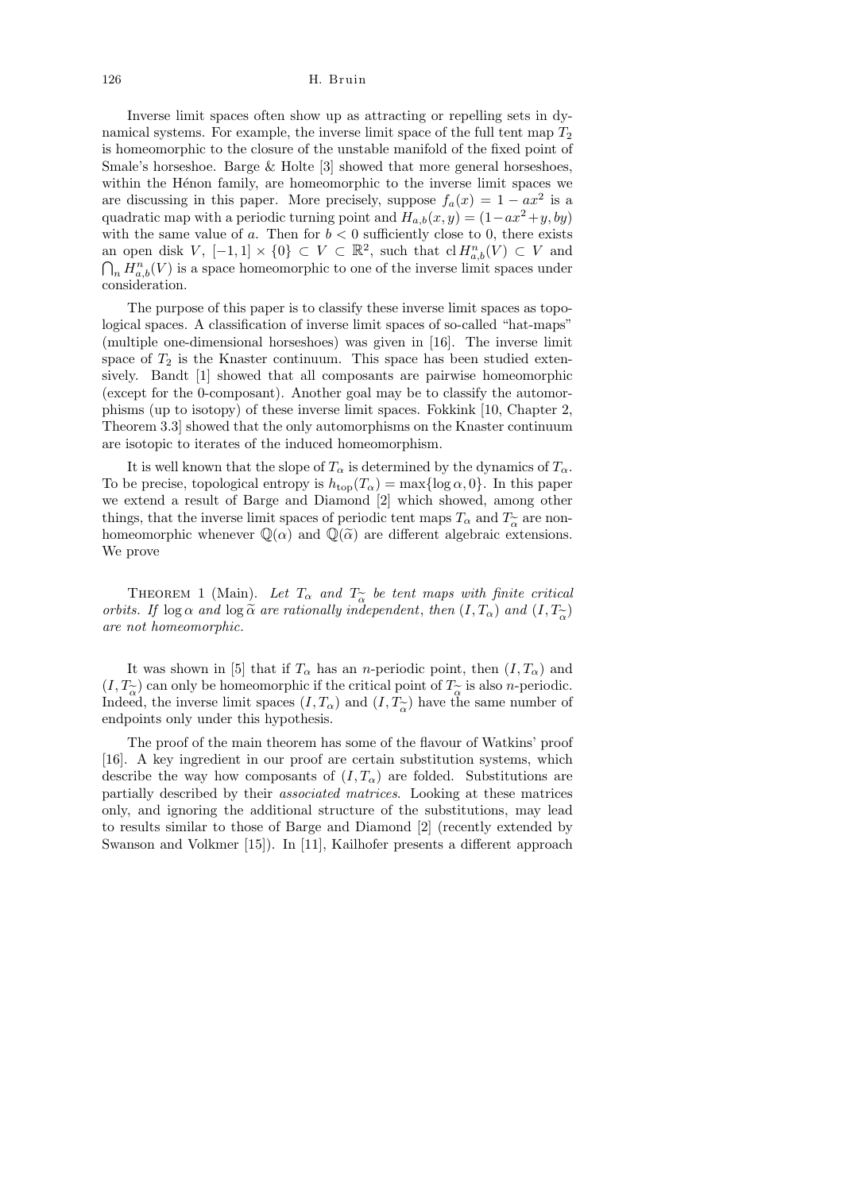Inverse limit spaces often show up as attracting or repelling sets in dynamical systems. For example, the inverse limit space of the full tent map $T_2$ is homeomorphic to the closure of the unstable manifold of the fixed point of Smale's horseshoe. Barge & Holte [3] showed that more general horseshoes, within the Hénon family, are homeomorphic to the inverse limit spaces we are discussing in this paper. More precisely, suppose $f_a(x) = 1 - ax^2$ is a quadratic map with a periodic turning point and $H_{a,b}(x, y) = (1 - ax^2 + y, by)$ with the same value of $a$. Then for $b < 0$ sufficiently close to 0, there exists an open disk $V$, $[-1, 1] \times \{0\} \subset V \subset \mathbb{R}^2$, such that $\mathrm{cl}\, H^n_{a,b}(V) \subset V$ and $\bigcap_n H^n_{a,b}(V)$ is a space homeomorphic to one of the inverse limit spaces under consideration.

The purpose of this paper is to classify these inverse limit spaces as topological spaces. A classification of inverse limit spaces of so-called "hat-maps" (multiple one-dimensional horseshoes) was given in [16]. The inverse limit space of $T_2$ is the Knaster continuum. This space has been studied extensively. Bandt [1] showed that all composants are pairwise homeomorphic (except for the 0-composant). Another goal may be to classify the automorphisms (up to isotopy) of these inverse limit spaces. Fokkink [10, Chapter 2, Theorem 3.3] showed that the only automorphisms on the Knaster continuum are isotopic to iterates of the induced homeomorphism.

It is well known that the slope of $T_\alpha$ is determined by the dynamics of $T_\alpha$. To be precise, topological entropy is $h_{\mathrm{top}}(T_\alpha) = \max\{\log \alpha, 0\}$. In this paper we extend a result of Barge and Diamond [2] which showed, among other things, that the inverse limit spaces of periodic tent maps $T_\alpha$ and $T_{\widetilde{\alpha}}$ are non-homeomorphic whenever $\mathbb{Q}(\alpha)$ and $\mathbb{Q}(\widetilde{\alpha})$ are different algebraic extensions. We prove

Theorem 1 (Main). *Let $T_\alpha$ and $T_{\widetilde{\alpha}}$ be tent maps with finite critical orbits. If $\log \alpha$ and $\log \widetilde{\alpha}$ are rationally independent, then $(I, T_\alpha)$ and $(I, T_{\widetilde{\alpha}})$ are not homeomorphic.*

It was shown in [5] that if $T_\alpha$ has an $n$-periodic point, then $(I, T_\alpha)$ and $(I, T_{\widetilde{\alpha}})$ can only be homeomorphic if the critical point of $T_{\widetilde{\alpha}}$ is also $n$-periodic. Indeed, the inverse limit spaces $(I, T_\alpha)$ and $(I, T_{\widetilde{\alpha}})$ have the same number of endpoints only under this hypothesis.

The proof of the main theorem has some of the flavour of Watkins' proof [16]. A key ingredient in our proof are certain substitution systems, which describe the way how composants of $(I, T_\alpha)$ are folded. Substitutions are partially described by their *associated matrices*. Looking at these matrices only, and ignoring the additional structure of the substitutions, may lead to results similar to those of Barge and Diamond [2] (recently extended by Swanson and Volkmer [15]). In [11], Kailhofer presents a different approach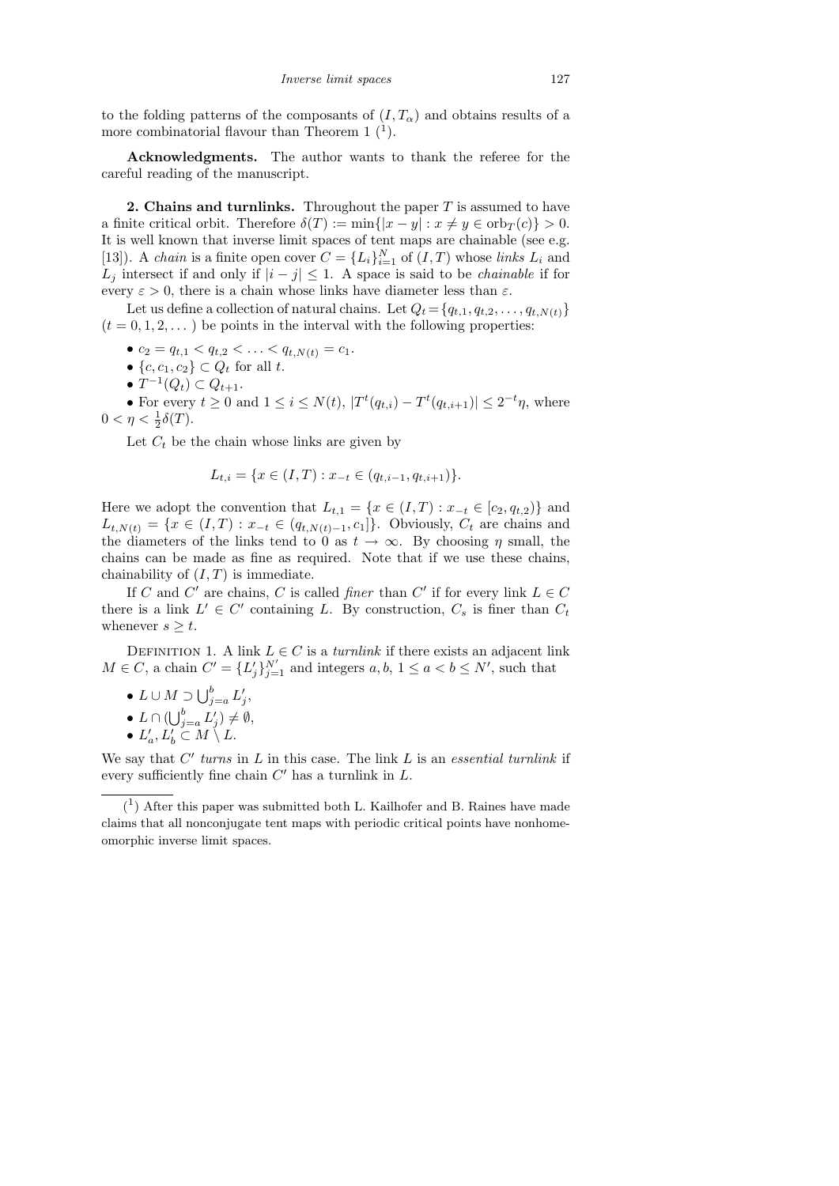to the folding patterns of the composants of $(I, T_\alpha)$ and obtains results of a more combinatorial flavour than Theorem 1 ([1]).

**Acknowledgments.** The author wants to thank the referee for the careful reading of the manuscript.

## 2. Chains and turnlinks.

Throughout the paper $T$ is assumed to have a finite critical orbit. Therefore $\delta(T) := \min\{|x - y| : x \neq y \in \mathrm{orb}_T(c)\} > 0$. It is well known that inverse limit spaces of tent maps are chainable (see e.g. [13]). A *chain* is a finite open cover $C = \{L_i\}_{i=1}^N$ of $(I, T)$ whose *links* $L_i$ and $L_j$ intersect if and only if $|i - j| \leq 1$. A space is said to be *chainable* if for every $\varepsilon > 0$, there is a chain whose links have diameter less than $\varepsilon$.

Let us define a collection of natural chains. Let $Q_t = \{q_{t,1}, q_{t,2}, \ldots, q_{t,N(t)}\}$ $(t = 0, 1, 2, \ldots)$ be points in the interval with the following properties:

- $c_2 = q_{t,1} < q_{t,2} < \ldots < q_{t,N(t)} = c_1$.
- $\{c, c_1, c_2\} \subset Q_t$ for all $t$.
- $T^{-1}(Q_t) \subset Q_{t+1}$.
- For every $t \geq 0$ and $1 \leq i \leq N(t)$, $|T^t(q_{t,i}) - T^t(q_{t,i+1})| \leq 2^{-t}\eta$, where $0 < \eta < \frac{1}{2}\delta(T)$.

Let $C_t$ be the chain whose links are given by

$$L_{t,i} = \{x \in (I, T) : x_{-t} \in (q_{t,i-1}, q_{t,i+1})\}.$$

Here we adopt the convention that $L_{t,1} = \{x \in (I, T) : x_{-t} \in [c_2, q_{t,2})\}$ and $L_{t,N(t)} = \{x \in (I, T) : x_{-t} \in (q_{t,N(t)-1}, c_1]\}$. Obviously, $C_t$ are chains and the diameters of the links tend to 0 as $t \to \infty$. By choosing $\eta$ small, the chains can be made as fine as required. Note that if we use these chains, chainability of $(I, T)$ is immediate.

If $C$ and $C'$ are chains, $C$ is called *finer* than $C'$ if for every link $L \in C$ there is a link $L' \in C'$ containing $L$. By construction, $C_s$ is finer than $C_t$ whenever $s \geq t$.

Definition 1. A link $L \in C$ is a *turnlink* if there exists an adjacent link $M \in C$, a chain $C' = \{L'_j\}_{j=1}^{N'}$ and integers $a, b$, $1 \leq a < b \leq N'$, such that

- $L \cup M \supset \bigcup_{j=a}^{b} L'_j$,
- $L \cap (\bigcup_{j=a}^{b} L'_j) \neq \emptyset$,
- $L'_a, L'_b \subset M \setminus L$.

We say that $C'$ *turns* in $L$ in this case. The link $L$ is an *essential turnlink* if every sufficiently fine chain $C'$ has a turnlink in $L$.

---

([1]) After this paper was submitted both L. Kailhofer and B. Raines have made claims that all nonconjugate tent maps with periodic critical points have nonhomeomorphic inverse limit spaces.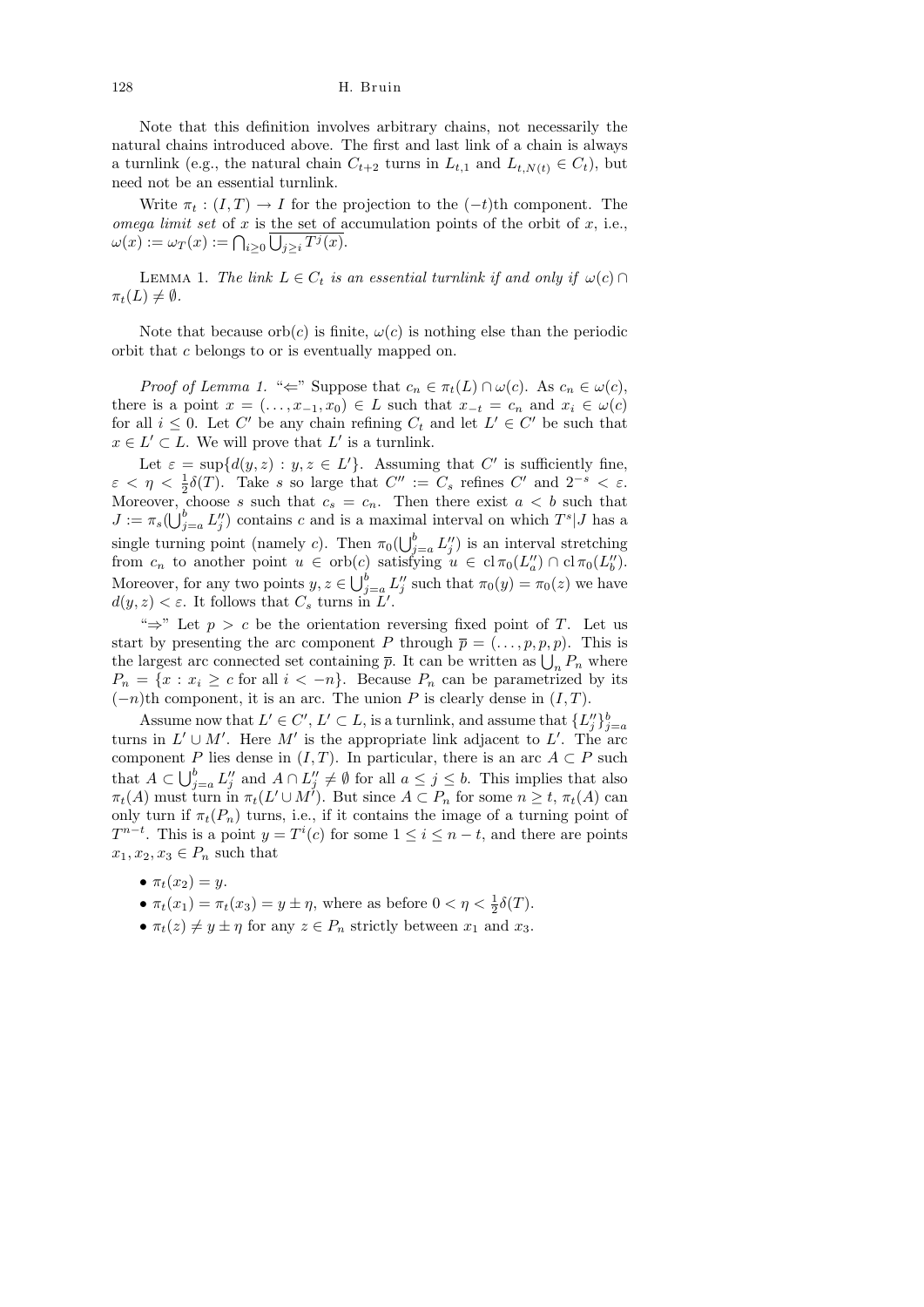Note that this definition involves arbitrary chains, not necessarily the natural chains introduced above. The first and last link of a chain is always a turnlink (e.g., the natural chain $C_{t+2}$ turns in $L_{t,1}$ and $L_{t,N(t)} \in C_t$), but need not be an essential turnlink.

Write $\pi_t : (I,T) \to I$ for the projection to the $(-t)$th component. The *omega limit set* of $x$ is the set of accumulation points of the orbit of $x$, i.e., $\omega(x) := \omega_T(x) := \bigcap_{i\geq 0} \overline{\bigcup_{j\geq i} T^j(x)}$.

LEMMA 1. *The link $L \in C_t$ is an essential turnlink if and only if $\omega(c) \cap \pi_t(L) \neq \emptyset$.*

Note that because $\mathrm{orb}(c)$ is finite, $\omega(c)$ is nothing else than the periodic orbit that $c$ belongs to or is eventually mapped on.

*Proof of Lemma 1.* "$\Leftarrow$" Suppose that $c_n \in \pi_t(L) \cap \omega(c)$. As $c_n \in \omega(c)$, there is a point $x = (\ldots, x_{-1}, x_0) \in L$ such that $x_{-t} = c_n$ and $x_i \in \omega(c)$ for all $i \leq 0$. Let $C'$ be any chain refining $C_t$ and let $L' \in C'$ be such that $x \in L' \subset L$. We will prove that $L'$ is a turnlink.

Let $\varepsilon = \sup\{d(y,z) : y,z \in L'\}$. Assuming that $C'$ is sufficiently fine, $\varepsilon < \eta < \frac{1}{2}\delta(T)$. Take $s$ so large that $C'' := C_s$ refines $C'$ and $2^{-s} < \varepsilon$. Moreover, choose $s$ such that $c_s = c_n$. Then there exist $a < b$ such that $J := \pi_s(\bigcup_{j=a}^b L''_j)$ contains $c$ and is a maximal interval on which $T^s|J$ has a single turning point (namely $c$). Then $\pi_0(\bigcup_{j=a}^b L''_j)$ is an interval stretching from $c_n$ to another point $u \in \mathrm{orb}(c)$ satisfying $u \in \mathrm{cl}\, \pi_0(L''_a) \cap \mathrm{cl}\, \pi_0(L''_b)$. Moreover, for any two points $y, z \in \bigcup_{j=a}^b L''_j$ such that $\pi_0(y) = \pi_0(z)$ we have $d(y,z) < \varepsilon$. It follows that $C_s$ turns in $L'$.

"$\Rightarrow$" Let $p > c$ be the orientation reversing fixed point of $T$. Let us start by presenting the arc component $P$ through $\overline{p} = (\ldots, p, p, p)$. This is the largest arc connected set containing $\overline{p}$. It can be written as $\bigcup_n P_n$ where $P_n = \{x : x_i \geq c \text{ for all } i < -n\}$. Because $P_n$ can be parametrized by its $(-n)$th component, it is an arc. The union $P$ is clearly dense in $(I,T)$.

Assume now that $L' \in C'$, $L' \subset L$, is a turnlink, and assume that $\{L''_j\}_{j=a}^b$ turns in $L' \cup M'$. Here $M'$ is the appropriate link adjacent to $L'$. The arc component $P$ lies dense in $(I,T)$. In particular, there is an arc $A \subset P$ such that $A \subset \bigcup_{j=a}^b L''_j$ and $A \cap L''_j \neq \emptyset$ for all $a \leq j \leq b$. This implies that also $\pi_t(A)$ must turn in $\pi_t(L' \cup M')$. But since $A \subset P_n$ for some $n \geq t$, $\pi_t(A)$ can only turn if $\pi_t(P_n)$ turns, i.e., if it contains the image of a turning point of $T^{n-t}$. This is a point $y = T^i(c)$ for some $1 \leq i \leq n-t$, and there are points $x_1, x_2, x_3 \in P_n$ such that

- $\pi_t(x_2) = y$.
- $\pi_t(x_1) = \pi_t(x_3) = y \pm \eta$, where as before $0 < \eta < \frac{1}{2}\delta(T)$.
- $\pi_t(z) \neq y \pm \eta$ for any $z \in P_n$ strictly between $x_1$ and $x_3$.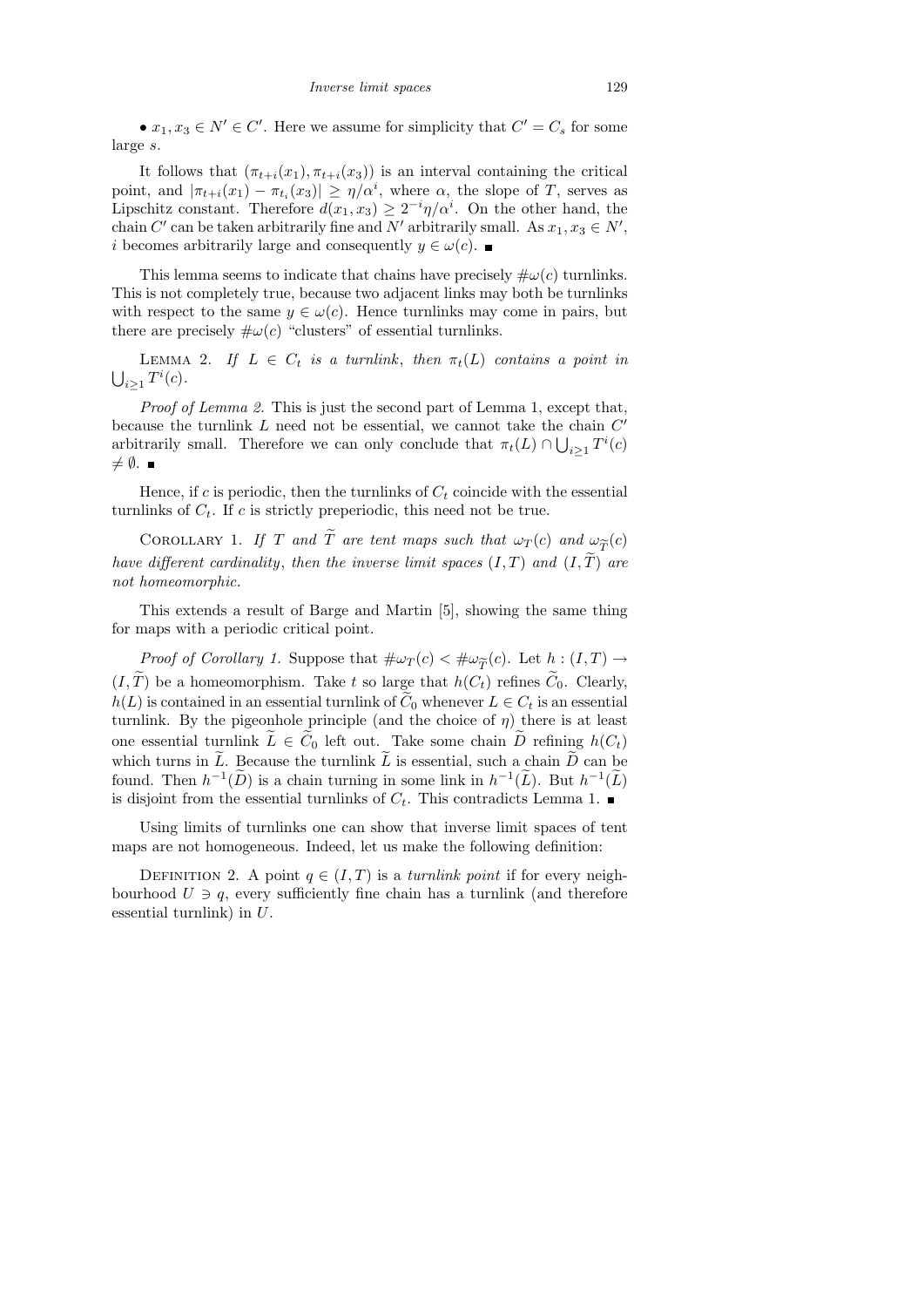• $x_1, x_3 \in N' \in C'$. Here we assume for simplicity that $C' = C_s$ for some large $s$.

It follows that $(\pi_{t+i}(x_1), \pi_{t+i}(x_3))$ is an interval containing the critical point, and $|\pi_{t+i}(x_1) - \pi_{t_i}(x_3)| \geq \eta/\alpha^i$, where $\alpha$, the slope of $T$, serves as Lipschitz constant. Therefore $d(x_1, x_3) \geq 2^{-i}\eta/\alpha^i$. On the other hand, the chain $C'$ can be taken arbitrarily fine and $N'$ arbitrarily small. As $x_1, x_3 \in N'$, $i$ becomes arbitrarily large and consequently $y \in \omega(c)$. ∎

This lemma seems to indicate that chains have precisely $\#\omega(c)$ turnlinks. This is not completely true, because two adjacent links may both be turnlinks with respect to the same $y \in \omega(c)$. Hence turnlinks may come in pairs, but there are precisely $\#\omega(c)$ "clusters" of essential turnlinks.

LEMMA 2. *If $L \in C_t$ is a turnlink, then $\pi_t(L)$ contains a point in $\bigcup_{i\geq 1} T^i(c)$.*

*Proof of Lemma 2.* This is just the second part of Lemma 1, except that, because the turnlink $L$ need not be essential, we cannot take the chain $C'$ arbitrarily small. Therefore we can only conclude that $\pi_t(L) \cap \bigcup_{i\geq 1} T^i(c) \neq \emptyset$. ∎

Hence, if $c$ is periodic, then the turnlinks of $C_t$ coincide with the essential turnlinks of $C_t$. If $c$ is strictly preperiodic, this need not be true.

COROLLARY 1. *If $T$ and $\widetilde{T}$ are tent maps such that $\omega_T(c)$ and $\omega_{\widetilde{T}}(c)$ have different cardinality, then the inverse limit spaces $(I, T)$ and $(I, \widetilde{T})$ are not homeomorphic.*

This extends a result of Barge and Martin [5], showing the same thing for maps with a periodic critical point.

*Proof of Corollary 1.* Suppose that $\#\omega_T(c) < \#\omega_{\widetilde{T}}(c)$. Let $h : (I, T) \to (I, \widetilde{T})$ be a homeomorphism. Take $t$ so large that $h(C_t)$ refines $\widetilde{C}_0$. Clearly, $h(L)$ is contained in an essential turnlink of $\widetilde{C}_0$ whenever $L \in C_t$ is an essential turnlink. By the pigeonhole principle (and the choice of $\eta$) there is at least one essential turnlink $\widetilde{L} \in \widetilde{C}_0$ left out. Take some chain $\widetilde{D}$ refining $h(C_t)$ which turns in $\widetilde{L}$. Because the turnlink $\widetilde{L}$ is essential, such a chain $\widetilde{D}$ can be found. Then $h^{-1}(\widetilde{D})$ is a chain turning in some link in $h^{-1}(\widetilde{L})$. But $h^{-1}(\widetilde{L})$ is disjoint from the essential turnlinks of $C_t$. This contradicts Lemma 1. ∎

Using limits of turnlinks one can show that inverse limit spaces of tent maps are not homogeneous. Indeed, let us make the following definition:

DEFINITION 2. A point $q \in (I, T)$ is a *turnlink point* if for every neighbourhood $U \ni q$, every sufficiently fine chain has a turnlink (and therefore essential turnlink) in $U$.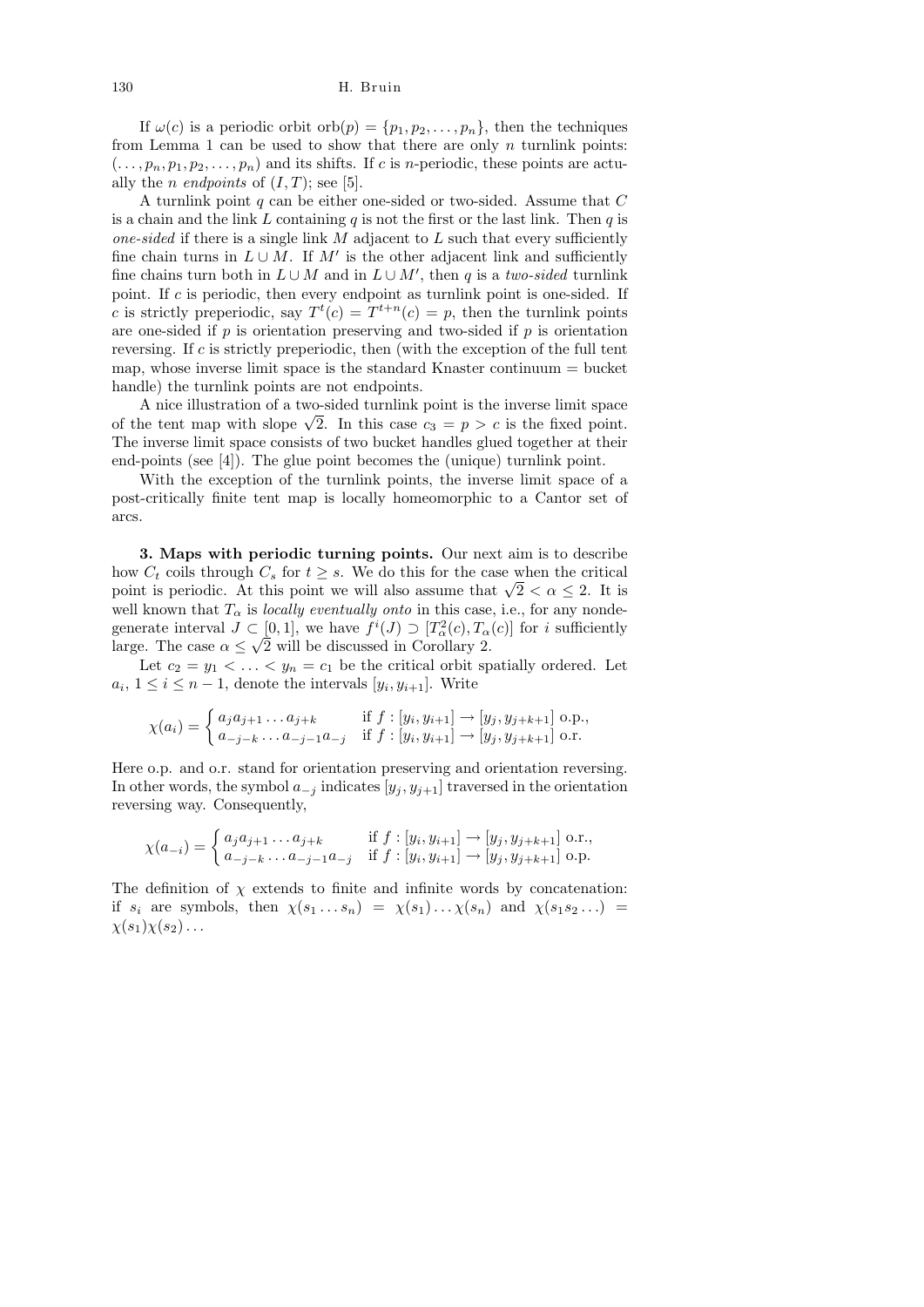If $\omega(c)$ is a periodic orbit $\text{orb}(p) = \{p_1, p_2, \dots, p_n\}$, then the techniques from Lemma 1 can be used to show that there are only $n$ turnlink points: $(\dots, p_n, p_1, p_2, \dots, p_n)$ and its shifts. If $c$ is $n$-periodic, these points are actually the $n$ *endpoints* of $(I, T)$; see [5].

A turnlink point $q$ can be either one-sided or two-sided. Assume that $C$ is a chain and the link $L$ containing $q$ is not the first or the last link. Then $q$ is *one-sided* if there is a single link $M$ adjacent to $L$ such that every sufficiently fine chain turns in $L \cup M$. If $M'$ is the other adjacent link and sufficiently fine chains turn both in $L \cup M$ and in $L \cup M'$, then $q$ is a *two-sided* turnlink point. If $c$ is periodic, then every endpoint as turnlink point is one-sided. If $c$ is strictly preperiodic, say $T^t(c) = T^{t+n}(c) = p$, then the turnlink points are one-sided if $p$ is orientation preserving and two-sided if $p$ is orientation reversing. If $c$ is strictly preperiodic, then (with the exception of the full tent map, whose inverse limit space is the standard Knaster continuum = bucket handle) the turnlink points are not endpoints.

A nice illustration of a two-sided turnlink point is the inverse limit space of the tent map with slope $\sqrt{2}$. In this case $c_3 = p > c$ is the fixed point. The inverse limit space consists of two bucket handles glued together at their end-points (see [4]). The glue point becomes the (unique) turnlink point.

With the exception of the turnlink points, the inverse limit space of a post-critically finite tent map is locally homeomorphic to a Cantor set of arcs.

**3. Maps with periodic turning points.** Our next aim is to describe how $C_t$ coils through $C_s$ for $t \geq s$. We do this for the case when the critical point is periodic. At this point we will also assume that $\sqrt{2} < \alpha \leq 2$. It is well known that $T_\alpha$ is *locally eventually onto* in this case, i.e., for any nondegenerate interval $J \subset [0,1]$, we have $f^i(J) \supset [T_\alpha^2(c), T_\alpha(c)]$ for $i$ sufficiently large. The case $\alpha \leq \sqrt{2}$ will be discussed in Corollary 2.

Let $c_2 = y_1 < \dots < y_n = c_1$ be the critical orbit spatially ordered. Let $a_i$, $1 \leq i \leq n-1$, denote the intervals $[y_i, y_{i+1}]$. Write

$$\chi(a_i) = \begin{cases} a_j a_{j+1} \dots a_{j+k} & \text{if } f : [y_i, y_{i+1}] \to [y_j, y_{j+k+1}] \text{ o.p.}, \\ a_{-j-k} \dots a_{-j-1} a_{-j} & \text{if } f : [y_i, y_{i+1}] \to [y_j, y_{j+k+1}] \text{ o.r.} \end{cases}$$

Here o.p. and o.r. stand for orientation preserving and orientation reversing. In other words, the symbol $a_{-j}$ indicates $[y_j, y_{j+1}]$ traversed in the orientation reversing way. Consequently,

$$\chi(a_{-i}) = \begin{cases} a_j a_{j+1} \dots a_{j+k} & \text{if } f : [y_i, y_{i+1}] \to [y_j, y_{j+k+1}] \text{ o.r.}, \\ a_{-j-k} \dots a_{-j-1} a_{-j} & \text{if } f : [y_i, y_{i+1}] \to [y_j, y_{j+k+1}] \text{ o.p.} \end{cases}$$

The definition of $\chi$ extends to finite and infinite words by concatenation: if $s_i$ are symbols, then $\chi(s_1 \dots s_n) = \chi(s_1) \dots \chi(s_n)$ and $\chi(s_1 s_2 \dots) = \chi(s_1)\chi(s_2)\dots$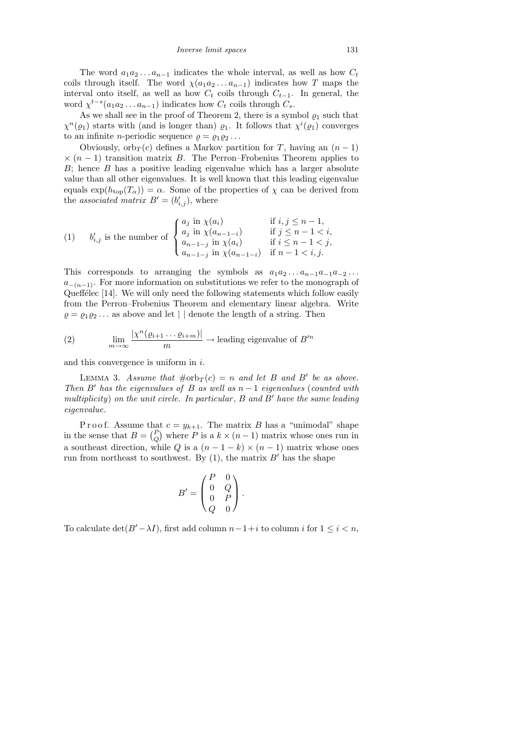The word $a_1 a_2 \ldots a_{n-1}$ indicates the whole interval, as well as how $C_t$ coils through itself. The word $\chi(a_1 a_2 \ldots a_{n-1})$ indicates how $T$ maps the interval onto itself, as well as how $C_t$ coils through $C_{t-1}$. In general, the word $\chi^{t-s}(a_1 a_2 \ldots a_{n-1})$ indicates how $C_t$ coils through $C_s$.

As we shall see in the proof of Theorem 2, there is a symbol $\varrho_1$ such that $\chi^n(\varrho_1)$ starts with (and is longer than) $\varrho_1$. It follows that $\chi^i(\varrho_1)$ converges to an infinite $n$-periodic sequence $\varrho = \varrho_1 \varrho_2 \ldots$

Obviously, $\mathrm{orb}_T(c)$ defines a Markov partition for $T$, having an $(n-1) \times (n-1)$ transition matrix $B$. The Perron–Frobenius Theorem applies to $B$; hence $B$ has a positive leading eigenvalue which has a larger absolute value than all other eigenvalues. It is well known that this leading eigenvalue equals $\exp(h_{\mathrm{top}}(T_\alpha)) = \alpha$. Some of the properties of $\chi$ can be derived from the *associated matrix* $B' = (b'_{i,j})$, where

$$
(1) \qquad b'_{i,j} \text{ is the number of } \begin{cases} a_j \text{ in } \chi(a_i) & \text{if } i, j \le n-1, \\ a_j \text{ in } \chi(a_{n-1-i}) & \text{if } j \le n-1 < i, \\ a_{n-1-j} \text{ in } \chi(a_i) & \text{if } i \le n-1 < j, \\ a_{n-1-j} \text{ in } \chi(a_{n-1-i}) & \text{if } n-1 < i, j. \end{cases}
$$

This corresponds to arranging the symbols as $a_1 a_2 \ldots a_{n-1} a_{-1} a_{-2} \ldots a_{-(n-1)}$. For more information on substitutions we refer to the monograph of Queffélec [14]. We will only need the following statements which follow easily from the Perron–Frobenius Theorem and elementary linear algebra. Write $\varrho = \varrho_1 \varrho_2 \ldots$ as above and let $|\ |$ denote the length of a string. Then

$$
(2) \qquad \lim_{m \to \infty} \frac{|\chi^n(\varrho_{i+1} \ldots \varrho_{i+m})|}{m} \to \text{leading eigenvalue of } B'^n
$$

and this convergence is uniform in $i$.

Lemma 3. *Assume that* $\#\mathrm{orb}_T(c) = n$ *and let* $B$ *and* $B'$ *be as above. Then* $B'$ *has the eigenvalues of* $B$ *as well as* $n-1$ *eigenvalues* (*counted with multiplicity*) *on the unit circle. In particular*, $B$ *and* $B'$ *have the same leading eigenvalue.*

Proof. Assume that $c = y_{k+1}$. The matrix $B$ has a "unimodal" shape in the sense that $B = \binom{P}{Q}$ where $P$ is a $k \times (n-1)$ matrix whose ones run in a southeast direction, while $Q$ is a $(n-1-k) \times (n-1)$ matrix whose ones run from northeast to southwest. By (1), the matrix $B'$ has the shape

$$
B' = \begin{pmatrix} P & 0 \\ 0 & Q \\ 0 & P \\ Q & 0 \end{pmatrix}.
$$

To calculate $\det(B' - \lambda I)$, first add column $n-1+i$ to column $i$ for $1 \le i < n$,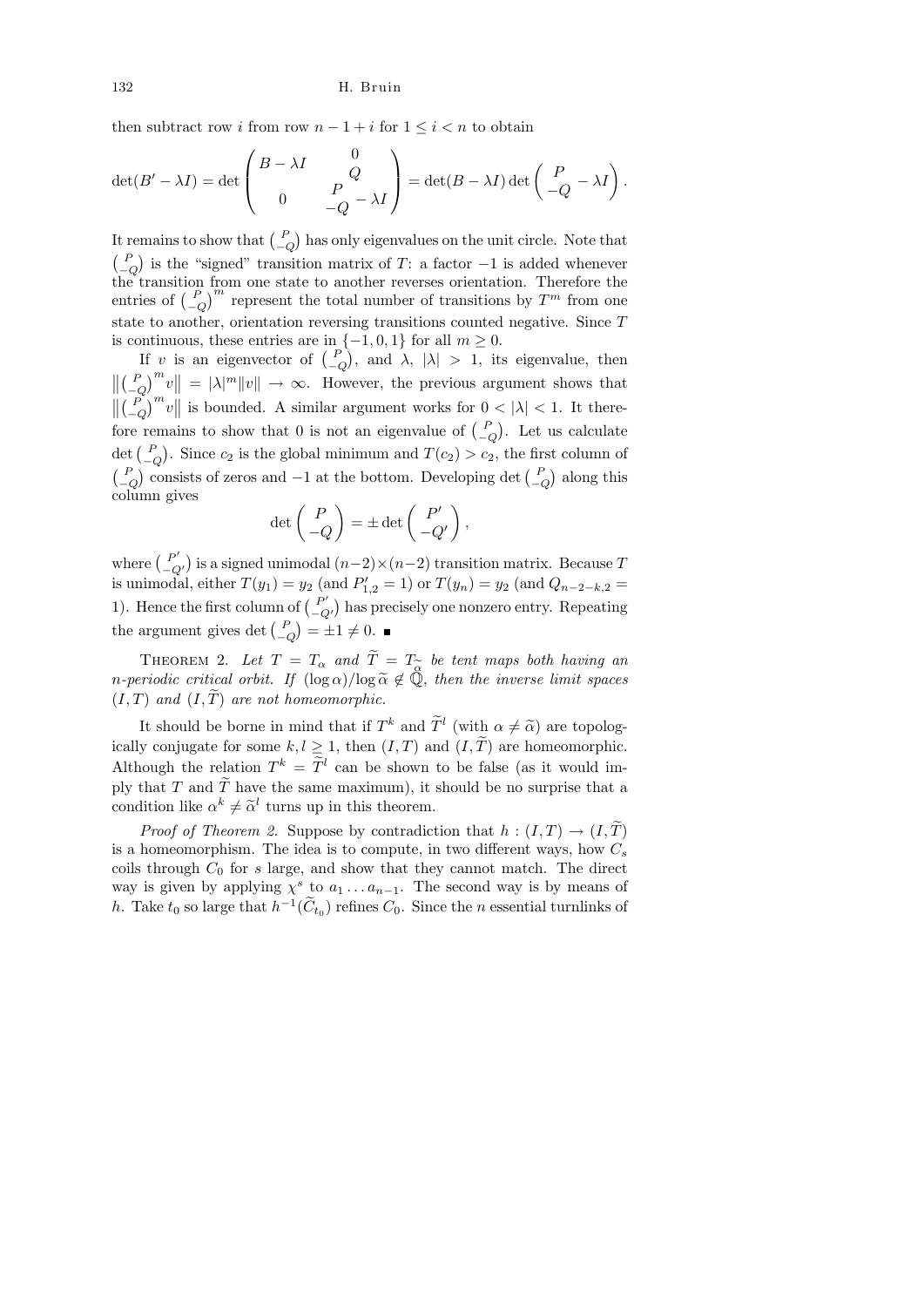then subtract row $i$ from row $n-1+i$ for $1 \le i < n$ to obtain

$$\det(B' - \lambda I) = \det \begin{pmatrix} B - \lambda I & 0 \\ & Q \\ 0 & \begin{matrix} P \\ -Q \end{matrix} - \lambda I \end{pmatrix} = \det(B - \lambda I) \det \left( \begin{matrix} P \\ -Q \end{matrix} - \lambda I \right).$$

It remains to show that $\binom{P}{-Q}$ has only eigenvalues on the unit circle. Note that $\binom{P}{-Q}$ is the "signed" transition matrix of $T$: a factor $-1$ is added whenever the transition from one state to another reverses orientation. Therefore the entries of $\binom{P}{-Q}^m$ represent the total number of transitions by $T^m$ from one state to another, orientation reversing transitions counted negative. Since $T$ is continuous, these entries are in $\{-1, 0, 1\}$ for all $m \ge 0$.

If $v$ is an eigenvector of $\binom{P}{-Q}$, and $\lambda$, $|\lambda| > 1$, its eigenvalue, then $\left\| \binom{P}{-Q}^m v \right\| = |\lambda|^m \|v\| \to \infty$. However, the previous argument shows that $\left\| \binom{P}{-Q}^m v \right\|$ is bounded. A similar argument works for $0 < |\lambda| < 1$. It therefore remains to show that 0 is not an eigenvalue of $\binom{P}{-Q}$. Let us calculate $\det \binom{P}{-Q}$. Since $c_2$ is the global minimum and $T(c_2) > c_2$, the first column of $\binom{P}{-Q}$ consists of zeros and $-1$ at the bottom. Developing $\det \binom{P}{-Q}$ along this column gives

$$\det \begin{pmatrix} P \\ -Q \end{pmatrix} = \pm \det \begin{pmatrix} P' \\ -Q' \end{pmatrix},$$

where $\binom{P'}{-Q'}$ is a signed unimodal $(n-2) \times (n-2)$ transition matrix. Because $T$ is unimodal, either $T(y_1) = y_2$ (and $P'_{1,2} = 1$) or $T(y_n) = y_2$ (and $Q_{n-2-k,2} = 1$). Hence the first column of $\binom{P'}{-Q'}$ has precisely one nonzero entry. Repeating the argument gives $\det \binom{P}{-Q} = \pm 1 \ne 0$. ∎

**Theorem 2.** *Let $T = T_\alpha$ and $\widetilde{T} = T_{\widetilde{\alpha}}$ be tent maps both having an $n$-periodic critical orbit. If $(\log \alpha)/\log \widetilde{\alpha} \notin \mathbb{Q}$, then the inverse limit spaces $(I, T)$ and $(I, \widetilde{T})$ are not homeomorphic.*

It should be borne in mind that if $T^k$ and $\widetilde{T}^l$ (with $\alpha \ne \widetilde{\alpha}$) are topologically conjugate for some $k, l \ge 1$, then $(I, T)$ and $(I, \widetilde{T})$ are homeomorphic. Although the relation $T^k = \widetilde{T}^l$ can be shown to be false (as it would imply that $T$ and $\widetilde{T}$ have the same maximum), it should be no surprise that a condition like $\alpha^k \ne \widetilde{\alpha}^l$ turns up in this theorem.

*Proof of Theorem 2.* Suppose by contradiction that $h : (I, T) \to (I, \widetilde{T})$ is a homeomorphism. The idea is to compute, in two different ways, how $C_s$ coils through $C_0$ for $s$ large, and show that they cannot match. The direct way is given by applying $\chi^s$ to $a_1 \dots a_{n-1}$. The second way is by means of $h$. Take $t_0$ so large that $h^{-1}(\widetilde{C}_{t_0})$ refines $C_0$. Since the $n$ essential turnlinks of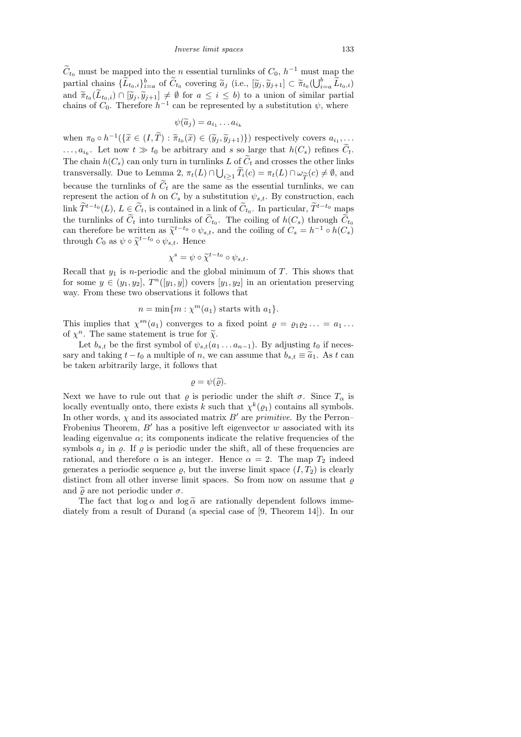$\widetilde{C}_{t_0}$ must be mapped into the $n$ essential turnlinks of $C_0$, $h^{-1}$ must map the partial chains $\{\widetilde{L}_{t_0,i}\}_{i=a}^b$ of $\widetilde{C}_{t_0}$ covering $\widetilde{a}_j$ (i.e., $[\widetilde{y}_j, \widetilde{y}_{j+1}] \subset \widetilde{\pi}_{t_0}(\bigcup_{i=a}^b \widetilde{L}_{t_0,i})$ and $\widetilde{\pi}_{t_0}(\widetilde{L}_{t_0,i}) \cap [\widetilde{y}_j, \widetilde{y}_{j+1}] \neq \emptyset$ for $a \leq i \leq b$) to a union of similar partial chains of $C_0$. Therefore $h^{-1}$ can be represented by a substitution $\psi$, where

$$\psi(\widetilde{a}_j) = a_{i_1} \dots a_{i_k}$$

when $\pi_0 \circ h^{-1}(\{\widetilde{x} \in (I, \widetilde{T}) : \widetilde{\pi}_{t_0}(\widetilde{x}) \in (\widetilde{y}_j, \widetilde{y}_{j+1})\})$ respectively covers $a_{i_1}, \dots$ $\dots, a_{i_k}$. Let now $t \gg t_0$ be arbitrary and $s$ so large that $h(C_s)$ refines $\widetilde{C}_t$. The chain $h(C_s)$ can only turn in turnlinks $L$ of $\widetilde{C}_t$ and crosses the other links transversally. Due to Lemma 2, $\pi_t(L) \cap \bigcup_{i \geq 1} \widetilde{T}_i(c) = \pi_t(L) \cap \omega_{\widetilde{T}}(c) \neq \emptyset$, and because the turnlinks of $\widetilde{C}_t$ are the same as the essential turnlinks, we can represent the action of $h$ on $C_s$ by a substitution $\psi_{s,t}$. By construction, each link $\widetilde{T}^{t-t_0}(L)$, $L \in \widetilde{C}_t$, is contained in a link of $\widetilde{C}_{t_0}$. In particular, $\widetilde{T}^{t-t_0}$ maps the turnlinks of $\widetilde{C}_t$ into turnlinks of $\widetilde{C}_{t_0}$. The coiling of $h(C_s)$ through $\widetilde{C}_{t_0}$ can therefore be written as $\widetilde{\chi}^{t-t_0} \circ \psi_{s,t}$, and the coiling of $C_s = h^{-1} \circ h(C_s)$ through $C_0$ as $\psi \circ \widetilde{\chi}^{t-t_0} \circ \psi_{s,t}$. Hence

$$\chi^s = \psi \circ \widetilde{\chi}^{t-t_0} \circ \psi_{s,t}.$$

Recall that $y_1$ is $n$-periodic and the global minimum of $T$. This shows that for some $y \in (y_1, y_2]$, $T^n([y_1, y])$ covers $[y_1, y_2]$ in an orientation preserving way. From these two observations it follows that

$$n = \min\{m : \chi^m(a_1) \text{ starts with } a_1\}.$$

This implies that $\chi^{sn}(a_1)$ converges to a fixed point $\varrho = \varrho_1 \varrho_2 \dots = a_1 \dots$ of $\chi^n$. The same statement is true for $\widetilde{\chi}$.

Let $b_{s,t}$ be the first symbol of $\psi_{s,t}(a_1 \dots a_{n-1})$. By adjusting $t_0$ if necessary and taking $t - t_0$ a multiple of $n$, we can assume that $b_{s,t} \equiv \widetilde{a}_1$. As $t$ can be taken arbitrarily large, it follows that

$$\varrho = \psi(\widetilde{\varrho}).$$

Next we have to rule out that $\varrho$ is periodic under the shift $\sigma$. Since $T_\alpha$ is locally eventually onto, there exists $k$ such that $\chi^k(\varrho_1)$ contains all symbols. In other words, $\chi$ and its associated matrix $B'$ are *primitive*. By the Perron–Frobenius Theorem, $B'$ has a positive left eigenvector $w$ associated with its leading eigenvalue $\alpha$; its components indicate the relative frequencies of the symbols $a_j$ in $\varrho$. If $\varrho$ is periodic under the shift, all of these frequencies are rational, and therefore $\alpha$ is an integer. Hence $\alpha = 2$. The map $T_2$ indeed generates a periodic sequence $\varrho$, but the inverse limit space $(I, T_2)$ is clearly distinct from all other inverse limit spaces. So from now on assume that $\varrho$ and $\widetilde{\varrho}$ are not periodic under $\sigma$.

The fact that $\log \alpha$ and $\log \widetilde{\alpha}$ are rationally dependent follows immediately from a result of Durand (a special case of [9, Theorem 14]). In our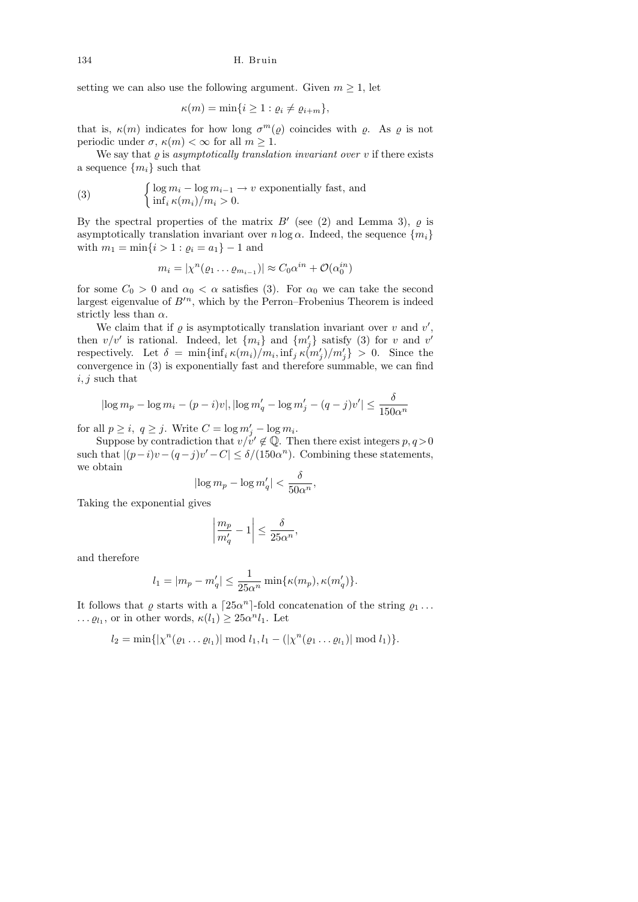setting we can also use the following argument. Given $m \geq 1$, let

$$\kappa(m) = \min\{i \geq 1 : \varrho_i \neq \varrho_{i+m}\},$$

that is, $\kappa(m)$ indicates for how long $\sigma^m(\varrho)$ coincides with $\varrho$. As $\varrho$ is not periodic under $\sigma$, $\kappa(m) < \infty$ for all $m \geq 1$.

We say that $\varrho$ is *asymptotically translation invariant over* $v$ if there exists a sequence $\{m_i\}$ such that

$$\begin{cases} \log m_i - \log m_{i-1} \to v \text{ exponentially fast, and} \\ \inf_i \kappa(m_i)/m_i > 0. \end{cases} \tag{3}$$

By the spectral properties of the matrix $B'$ (see (2) and Lemma 3), $\varrho$ is asymptotically translation invariant over $n \log \alpha$. Indeed, the sequence $\{m_i\}$ with $m_1 = \min\{i > 1 : \varrho_i = a_1\} - 1$ and

$$m_i = |\chi^n(\varrho_1 \ldots \varrho_{m_{i-1}})| \approx C_0 \alpha^{in} + \mathcal{O}(\alpha_0^{in})$$

for some $C_0 > 0$ and $\alpha_0 < \alpha$ satisfies (3). For $\alpha_0$ we can take the second largest eigenvalue of $B'^n$, which by the Perron–Frobenius Theorem is indeed strictly less than $\alpha$.

We claim that if $\varrho$ is asymptotically translation invariant over $v$ and $v'$, then $v/v'$ is rational. Indeed, let $\{m_i\}$ and $\{m'_j\}$ satisfy (3) for $v$ and $v'$ respectively. Let $\delta = \min\{\inf_i \kappa(m_i)/m_i, \inf_j \kappa(m'_j)/m'_j\} > 0$. Since the convergence in (3) is exponentially fast and therefore summable, we can find $i, j$ such that

$$|\log m_p - \log m_i - (p-i)v|, |\log m'_q - \log m'_j - (q-j)v'| \leq \frac{\delta}{150\alpha^n}$$

for all $p \geq i$, $q \geq j$. Write $C = \log m'_j - \log m_i$.

Suppose by contradiction that $v/v' \notin \mathbb{Q}$. Then there exist integers $p, q > 0$ such that $|(p-i)v - (q-j)v' - C| \leq \delta/(150\alpha^n)$. Combining these statements, we obtain

$$|\log m_p - \log m'_q| < \frac{\delta}{50\alpha^n},$$

Taking the exponential gives

$$\left|\frac{m_p}{m'_q} - 1\right| \leq \frac{\delta}{25\alpha^n},$$

and therefore

$$l_1 = |m_p - m'_q| \leq \frac{1}{25\alpha^n} \min\{\kappa(m_p), \kappa(m'_q)\}.$$

It follows that $\varrho$ starts with a $\lceil 25\alpha^n \rceil$-fold concatenation of the string $\varrho_1 \ldots \ldots \varrho_{l_1}$, or in other words, $\kappa(l_1) \geq 25\alpha^n l_1$. Let

$$l_2 = \min\{|\chi^n(\varrho_1 \ldots \varrho_{l_1})| \bmod l_1, l_1 - (|\chi^n(\varrho_1 \ldots \varrho_{l_1})| \bmod l_1)\}.$$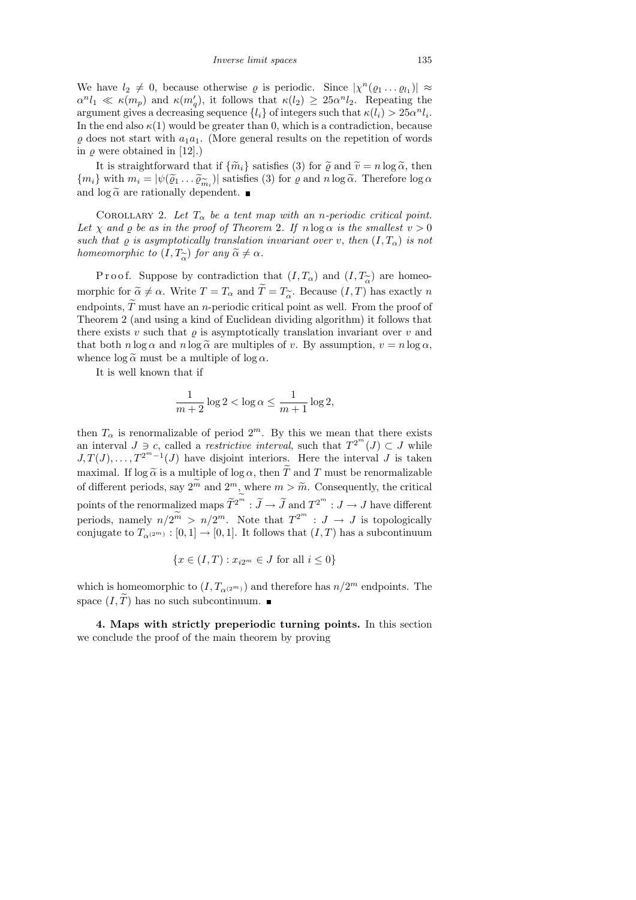We have $l_2 \neq 0$, because otherwise $\varrho$ is periodic. Since $|\chi^n(\varrho_1 \ldots \varrho_{l_1})| \approx \alpha^n l_1 \ll \kappa(m_p)$ and $\kappa(m'_q)$, it follows that $\kappa(l_2) \geq 25\alpha^n l_2$. Repeating the argument gives a decreasing sequence $\{l_i\}$ of integers such that $\kappa(l_i) > 25\alpha^n l_i$. In the end also $\kappa(1)$ would be greater than 0, which is a contradiction, because $\varrho$ does not start with $a_1 a_1$. (More general results on the repetition of words in $\varrho$ were obtained in [12].)

It is straightforward that if $\{\widetilde{m}_i\}$ satisfies (3) for $\widetilde{\varrho}$ and $\widetilde{v} = n \log \widetilde{\alpha}$, then $\{m_i\}$ with $m_i = |\psi(\widetilde{\varrho}_1 \ldots \widetilde{\varrho}_{\widetilde{m}_i})|$ satisfies (3) for $\varrho$ and $n \log \widetilde{\alpha}$. Therefore $\log \alpha$ and $\log \widetilde{\alpha}$ are rationally dependent. ∎

Corollary 2. *Let $T_\alpha$ be a tent map with an $n$-periodic critical point. Let $\chi$ and $\varrho$ be as in the proof of Theorem 2. If $n \log \alpha$ is the smallest $v > 0$ such that $\varrho$ is asymptotically translation invariant over $v$, then $(I, T_\alpha)$ is not homeomorphic to $(I, T_{\widetilde{\alpha}})$ for any $\widetilde{\alpha} \neq \alpha$.*

Proof. Suppose by contradiction that $(I, T_\alpha)$ and $(I, T_{\widetilde{\alpha}})$ are homeomorphic for $\widetilde{\alpha} \neq \alpha$. Write $T = T_\alpha$ and $\widetilde{T} = T_{\widetilde{\alpha}}$. Because $(I, T)$ has exactly $n$ endpoints, $\widetilde{T}$ must have an $n$-periodic critical point as well. From the proof of Theorem 2 (and using a kind of Euclidean dividing algorithm) it follows that there exists $v$ such that $\varrho$ is asymptotically translation invariant over $v$ and that both $n \log \alpha$ and $n \log \widetilde{\alpha}$ are multiples of $v$. By assumption, $v = n \log \alpha$, whence $\log \widetilde{\alpha}$ must be a multiple of $\log \alpha$.

It is well known that if

$$\frac{1}{m+2} \log 2 < \log \alpha \leq \frac{1}{m+1} \log 2,$$

then $T_\alpha$ is renormalizable of period $2^m$. By this we mean that there exists an interval $J \ni c$, called a *restrictive interval*, such that $T^{2^m}(J) \subset J$ while $J, T(J), \ldots, T^{2^m-1}(J)$ have disjoint interiors. Here the interval $J$ is taken maximal. If $\log \widetilde{\alpha}$ is a multiple of $\log \alpha$, then $\widetilde{T}$ and $T$ must be renormalizable of different periods, say $2^{\widetilde{m}}$ and $2^m$, where $m > \widetilde{m}$. Consequently, the critical points of the renormalized maps $\widetilde{T}^{2^{\widetilde{m}}} : \widetilde{J} \to \widetilde{J}$ and $T^{2^m} : J \to J$ have different periods, namely $n/2^{\widetilde{m}} > n/2^m$. Note that $T^{2^m} : J \to J$ is topologically conjugate to $T_{\alpha^{(2^m)}} : [0,1] \to [0,1]$. It follows that $(I, T)$ has a subcontinuum

$$\{x \in (I, T) : x_{i2^m} \in J \text{ for all } i \leq 0\}$$

which is homeomorphic to $(I, T_{\alpha^{(2^m)}})$ and therefore has $n/2^m$ endpoints. The space $(I, \widetilde{T})$ has no such subcontinuum. ∎

**4. Maps with strictly preperiodic turning points.** In this section we conclude the proof of the main theorem by proving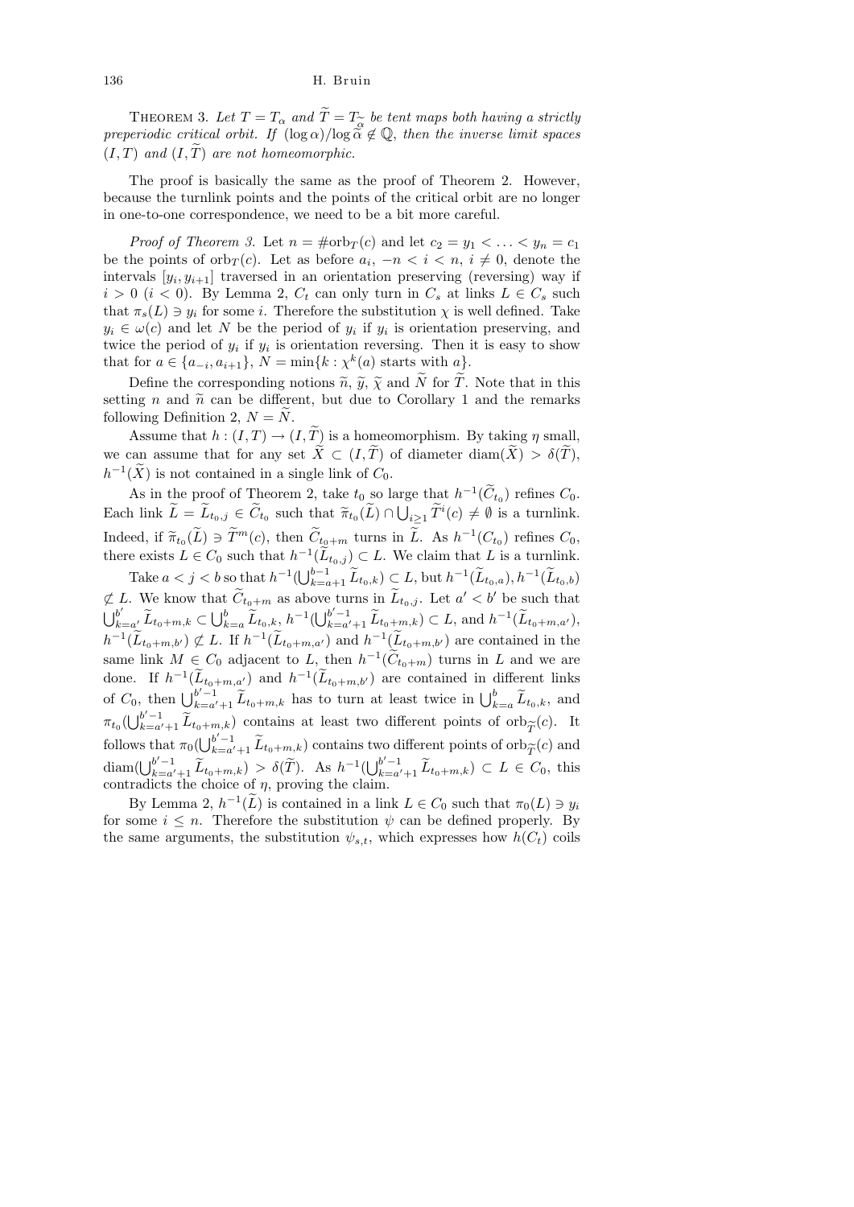Theorem 3. *Let $T = T_\alpha$ and $\widetilde{T} = T_{\widetilde{\alpha}}$ be tent maps both having a strictly preperiodic critical orbit. If $(\log \alpha)/\log \widetilde{\alpha} \notin \mathbb{Q}$, then the inverse limit spaces $(I, T)$ and $(I, \widetilde{T})$ are not homeomorphic.*

The proof is basically the same as the proof of Theorem 2. However, because the turnlink points and the points of the critical orbit are no longer in one-to-one correspondence, we need to be a bit more careful.

*Proof of Theorem 3.* Let $n = \#\mathrm{orb}_T(c)$ and let $c_2 = y_1 < \ldots < y_n = c_1$ be the points of $\mathrm{orb}_T(c)$. Let as before $a_i$, $-n < i < n$, $i \neq 0$, denote the intervals $[y_i, y_{i+1}]$ traversed in an orientation preserving (reversing) way if $i > 0$ ($i < 0$). By Lemma 2, $C_t$ can only turn in $C_s$ at links $L \in C_s$ such that $\pi_s(L) \ni y_i$ for some $i$. Therefore the substitution $\chi$ is well defined. Take $y_i \in \omega(c)$ and let $N$ be the period of $y_i$ if $y_i$ is orientation preserving, and twice the period of $y_i$ if $y_i$ is orientation reversing. Then it is easy to show that for $a \in \{a_{-i}, a_{i+1}\}$, $N = \min\{k : \chi^k(a) \text{ starts with } a\}$.

Define the corresponding notions $\widetilde{n}$, $\widetilde{y}$, $\widetilde{\chi}$ and $\widetilde{N}$ for $\widetilde{T}$. Note that in this setting $n$ and $\widetilde{n}$ can be different, but due to Corollary 1 and the remarks following Definition 2, $N = \widetilde{N}$.

Assume that $h : (I, T) \to (I, \widetilde{T})$ is a homeomorphism. By taking $\eta$ small, we can assume that for any set $\widetilde{X} \subset (I, \widetilde{T})$ of diameter $\mathrm{diam}(\widetilde{X}) > \delta(\widetilde{T})$, $h^{-1}(\widetilde{X})$ is not contained in a single link of $C_0$.

As in the proof of Theorem 2, take $t_0$ so large that $h^{-1}(\widetilde{C}_{t_0})$ refines $C_0$. Each link $\widetilde{L} = \widetilde{L}_{t_0,j} \in \widetilde{C}_{t_0}$ such that $\widetilde{\pi}_{t_0}(\widetilde{L}) \cap \bigcup_{i \geq 1} \widetilde{T}^i(c) \neq \emptyset$ is a turnlink. Indeed, if $\widetilde{\pi}_{t_0}(\widetilde{L}) \ni \widetilde{T}^m(c)$, then $\widetilde{C}_{t_0+m}$ turns in $\widetilde{L}$. As $h^{-1}(C_{t_0})$ refines $C_0$, there exists $L \in C_0$ such that $h^{-1}(\widetilde{L}_{t_0,j}) \subset L$. We claim that $L$ is a turnlink.

Take $a < j < b$ so that $h^{-1}(\bigcup_{k=a+1}^{b-1} \widetilde{L}_{t_0,k}) \subset L$, but $h^{-1}(\widetilde{L}_{t_0,a}), h^{-1}(\widetilde{L}_{t_0,b}) \not\subset L$. We know that $\widetilde{C}_{t_0+m}$ as above turns in $\widetilde{L}_{t_0,j}$. Let $a' < b'$ be such that $\bigcup_{k=a'}^{b'} \widetilde{L}_{t_0+m,k} \subset \bigcup_{k=a}^{b} \widetilde{L}_{t_0,k}$, $h^{-1}(\bigcup_{k=a'+1}^{b'-1} \widetilde{L}_{t_0+m,k}) \subset L$, and $h^{-1}(\widetilde{L}_{t_0+m,a'})$, $h^{-1}(\widetilde{L}_{t_0+m,b'}) \not\subset L$. If $h^{-1}(\widetilde{L}_{t_0+m,a'})$ and $h^{-1}(\widetilde{L}_{t_0+m,b'})$ are contained in the same link $M \in C_0$ adjacent to $L$, then $h^{-1}(\widetilde{C}_{t_0+m})$ turns in $L$ and we are done. If $h^{-1}(\widetilde{L}_{t_0+m,a'})$ and $h^{-1}(\widetilde{L}_{t_0+m,b'})$ are contained in different links of $C_0$, then $\bigcup_{k=a'+1}^{b'-1} \widetilde{L}_{t_0+m,k}$ has to turn at least twice in $\bigcup_{k=a}^{b} \widetilde{L}_{t_0,k}$, and $\pi_{t_0}(\bigcup_{k=a'+1}^{b'-1} \widetilde{L}_{t_0+m,k})$ contains at least two different points of $\mathrm{orb}_{\widetilde{T}}(c)$. It follows that $\pi_0(\bigcup_{k=a'+1}^{b'-1} \widetilde{L}_{t_0+m,k})$ contains two different points of $\mathrm{orb}_{\widetilde{T}}(c)$ and $\mathrm{diam}(\bigcup_{k=a'+1}^{b'-1} \widetilde{L}_{t_0+m,k}) > \delta(\widetilde{T})$. As $h^{-1}(\bigcup_{k=a'+1}^{b'-1} \widetilde{L}_{t_0+m,k}) \subset L \in C_0$, this contradicts the choice of $\eta$, proving the claim.

By Lemma 2, $h^{-1}(\widetilde{L})$ is contained in a link $L \in C_0$ such that $\pi_0(L) \ni y_i$ for some $i \leq n$. Therefore the substitution $\psi$ can be defined properly. By the same arguments, the substitution $\psi_{s,t}$, which expresses how $h(C_t)$ coils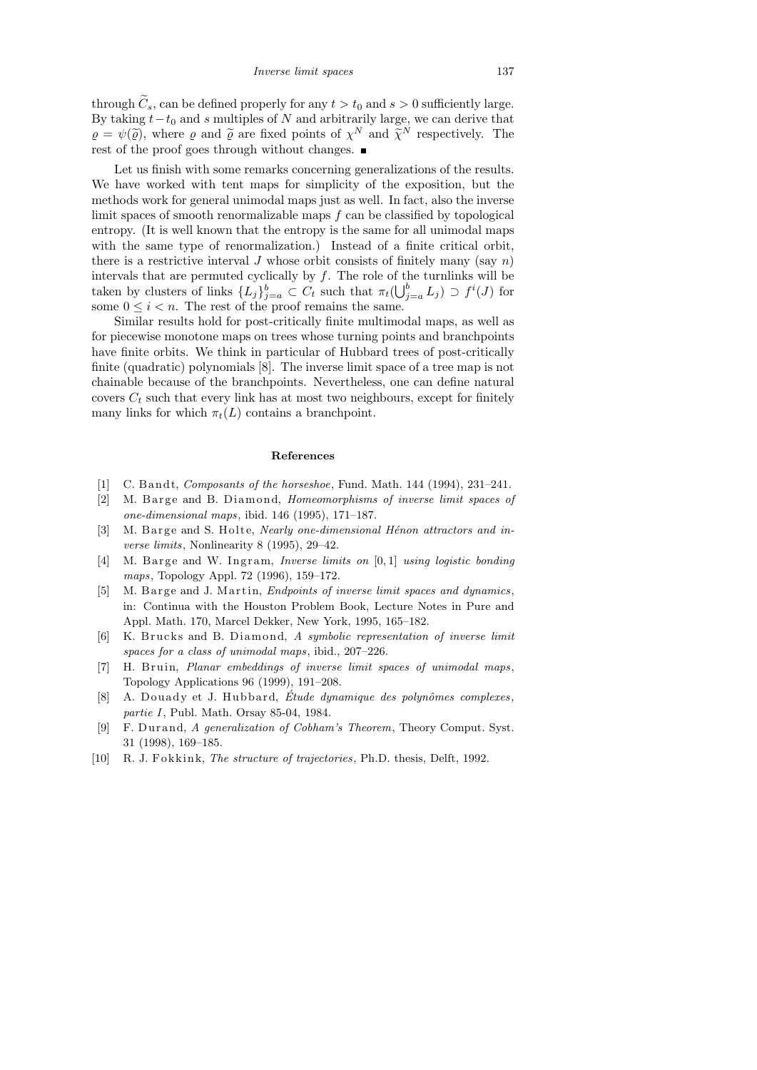through $\widetilde{C}_s$, can be defined properly for any $t > t_0$ and $s > 0$ sufficiently large. By taking $t - t_0$ and $s$ multiples of $N$ and arbitrarily large, we can derive that $\varrho = \psi(\widetilde{\varrho})$, where $\varrho$ and $\widetilde{\varrho}$ are fixed points of $\chi^N$ and $\widetilde{\chi}^N$ respectively. The rest of the proof goes through without changes. ∎

Let us finish with some remarks concerning generalizations of the results. We have worked with tent maps for simplicity of the exposition, but the methods work for general unimodal maps just as well. In fact, also the inverse limit spaces of smooth renormalizable maps $f$ can be classified by topological entropy. (It is well known that the entropy is the same for all unimodal maps with the same type of renormalization.) Instead of a finite critical orbit, there is a restrictive interval $J$ whose orbit consists of finitely many (say $n$) intervals that are permuted cyclically by $f$. The role of the turnlinks will be taken by clusters of links $\{L_j\}_{j=a}^b \subset C_t$ such that $\pi_t(\bigcup_{j=a}^b L_j) \supset f^i(J)$ for some $0 \le i < n$. The rest of the proof remains the same.

Similar results hold for post-critically finite multimodal maps, as well as for piecewise monotone maps on trees whose turning points and branchpoints have finite orbits. We think in particular of Hubbard trees of post-critically finite (quadratic) polynomials [8]. The inverse limit space of a tree map is not chainable because of the branchpoints. Nevertheless, one can define natural covers $C_t$ such that every link has at most two neighbours, except for finitely many links for which $\pi_t(L)$ contains a branchpoint.

## References

[1] C. Bandt, *Composants of the horseshoe*, Fund. Math. 144 (1994), 231–241.

[2] M. Barge and B. Diamond, *Homeomorphisms of inverse limit spaces of one-dimensional maps*, ibid. 146 (1995), 171–187.

[3] M. Barge and S. Holte, *Nearly one-dimensional Hénon attractors and inverse limits*, Nonlinearity 8 (1995), 29–42.

[4] M. Barge and W. Ingram, *Inverse limits on* $[0, 1]$ *using logistic bonding maps*, Topology Appl. 72 (1996), 159–172.

[5] M. Barge and J. Martin, *Endpoints of inverse limit spaces and dynamics*, in: Continua with the Houston Problem Book, Lecture Notes in Pure and Appl. Math. 170, Marcel Dekker, New York, 1995, 165–182.

[6] K. Brucks and B. Diamond, *A symbolic representation of inverse limit spaces for a class of unimodal maps*, ibid., 207–226.

[7] H. Bruin, *Planar embeddings of inverse limit spaces of unimodal maps*, Topology Applications 96 (1999), 191–208.

[8] A. Douady et J. Hubbard, *Étude dynamique des polynômes complexes, partie I*, Publ. Math. Orsay 85-04, 1984.

[9] F. Durand, *A generalization of Cobham's Theorem*, Theory Comput. Syst. 31 (1998), 169–185.

[10] R. J. Fokkink, *The structure of trajectories*, Ph.D. thesis, Delft, 1992.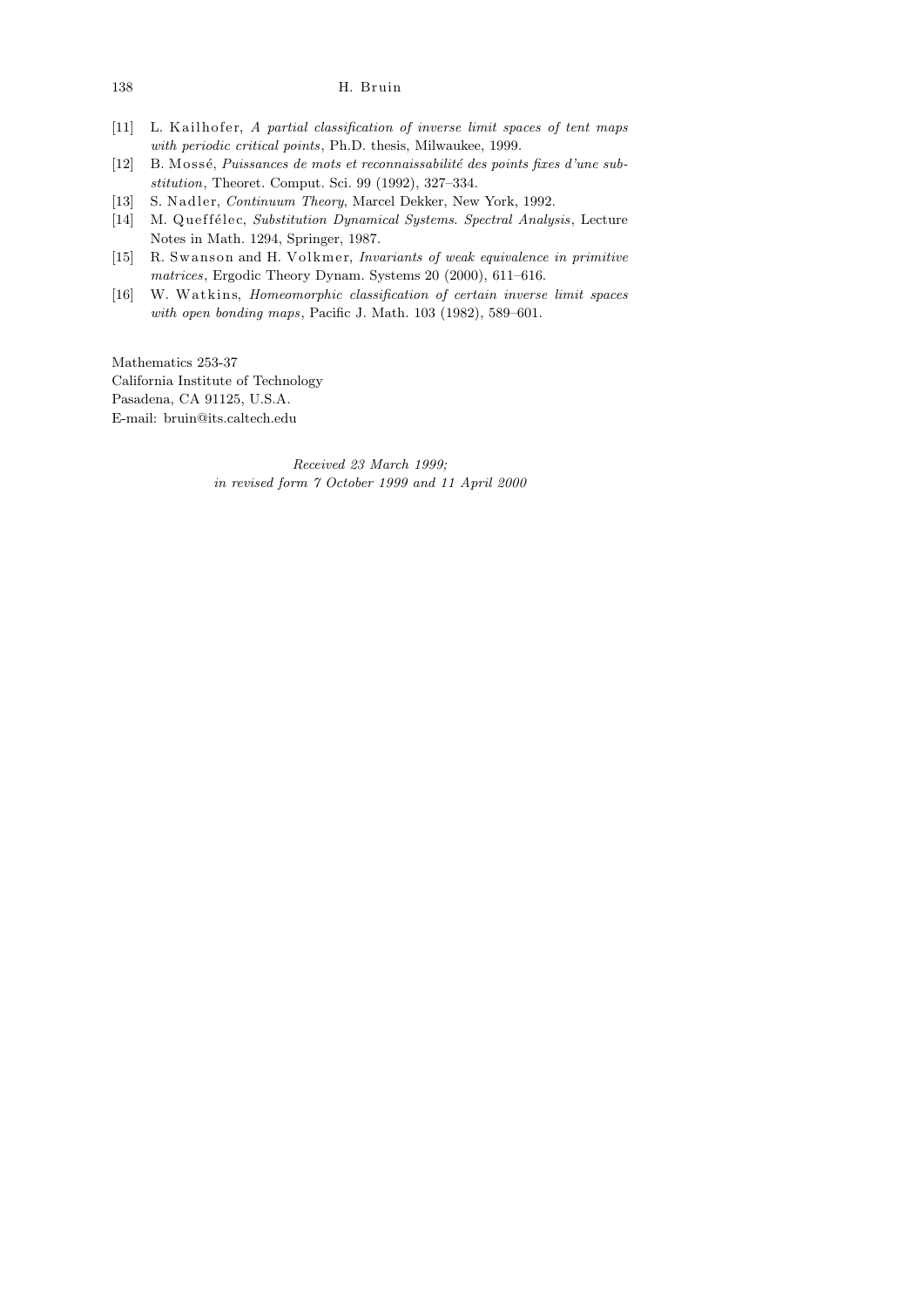[11] L. Kailhofer, *A partial classification of inverse limit spaces of tent maps with periodic critical points*, Ph.D. thesis, Milwaukee, 1999.

[12] B. Mossé, *Puissances de mots et reconnaissabilité des points fixes d'une substitution*, Theoret. Comput. Sci. 99 (1992), 327–334.

[13] S. Nadler, *Continuum Theory*, Marcel Dekker, New York, 1992.

[14] M. Queffélec, *Substitution Dynamical Systems. Spectral Analysis*, Lecture Notes in Math. 1294, Springer, 1987.

[15] R. Swanson and H. Volkmer, *Invariants of weak equivalence in primitive matrices*, Ergodic Theory Dynam. Systems 20 (2000), 611–616.

[16] W. Watkins, *Homeomorphic classification of certain inverse limit spaces with open bonding maps*, Pacific J. Math. 103 (1982), 589–601.

Mathematics 253-37
California Institute of Technology
Pasadena, CA 91125, U.S.A.
E-mail: bruin@its.caltech.edu

*Received 23 March 1999;*
*in revised form 7 October 1999 and 11 April 2000*